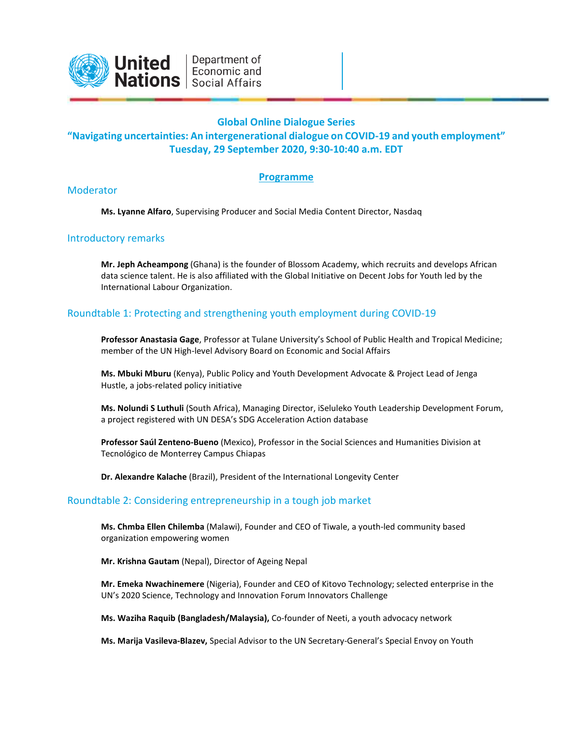United Nations | Department of Economic and Social Affairs

## Global Online Dialogue Series
## "Navigating uncertainties: An intergenerational dialogue on COVID-19 and youth employment"
## Tuesday, 29 September 2020, 9:30-10:40 a.m. EDT

## Programme

### Moderator

**Ms. Lyanne Alfaro**, Supervising Producer and Social Media Content Director, Nasdaq

### Introductory remarks

**Mr. Jeph Acheampong** (Ghana) is the founder of Blossom Academy, which recruits and develops African data science talent. He is also affiliated with the Global Initiative on Decent Jobs for Youth led by the International Labour Organization.

### Roundtable 1: Protecting and strengthening youth employment during COVID-19

**Professor Anastasia Gage**, Professor at Tulane University's School of Public Health and Tropical Medicine; member of the UN High-level Advisory Board on Economic and Social Affairs

**Ms. Mbuki Mburu** (Kenya), Public Policy and Youth Development Advocate & Project Lead of Jenga Hustle, a jobs-related policy initiative

**Ms. Nolundi S Luthuli** (South Africa), Managing Director, iSeluleko Youth Leadership Development Forum, a project registered with UN DESA's SDG Acceleration Action database

**Professor Saúl Zenteno-Bueno** (Mexico), Professor in the Social Sciences and Humanities Division at Tecnológico de Monterrey Campus Chiapas

**Dr. Alexandre Kalache** (Brazil), President of the International Longevity Center

### Roundtable 2: Considering entrepreneurship in a tough job market

**Ms. Chmba Ellen Chilemba** (Malawi), Founder and CEO of Tiwale, a youth-led community based organization empowering women

**Mr. Krishna Gautam** (Nepal), Director of Ageing Nepal

**Mr. Emeka Nwachinemere** (Nigeria), Founder and CEO of Kitovo Technology; selected enterprise in the UN's 2020 Science, Technology and Innovation Forum Innovators Challenge

**Ms. Waziha Raquib (Bangladesh/Malaysia),** Co-founder of Neeti, a youth advocacy network

**Ms. Marija Vasileva-Blazev,** Special Advisor to the UN Secretary-General's Special Envoy on Youth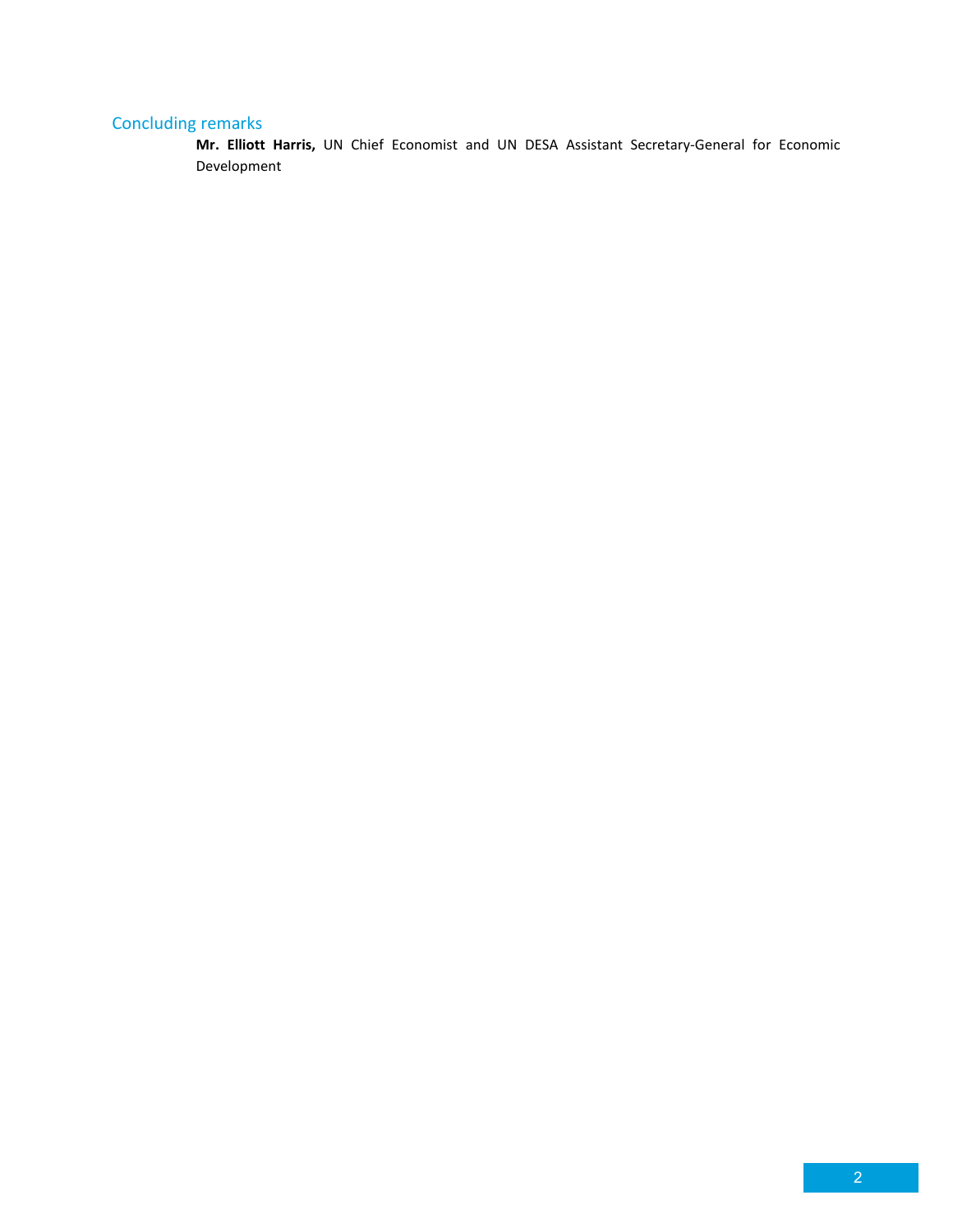## Concluding remarks

**Mr. Elliott Harris,** UN Chief Economist and UN DESA Assistant Secretary-General for Economic Development